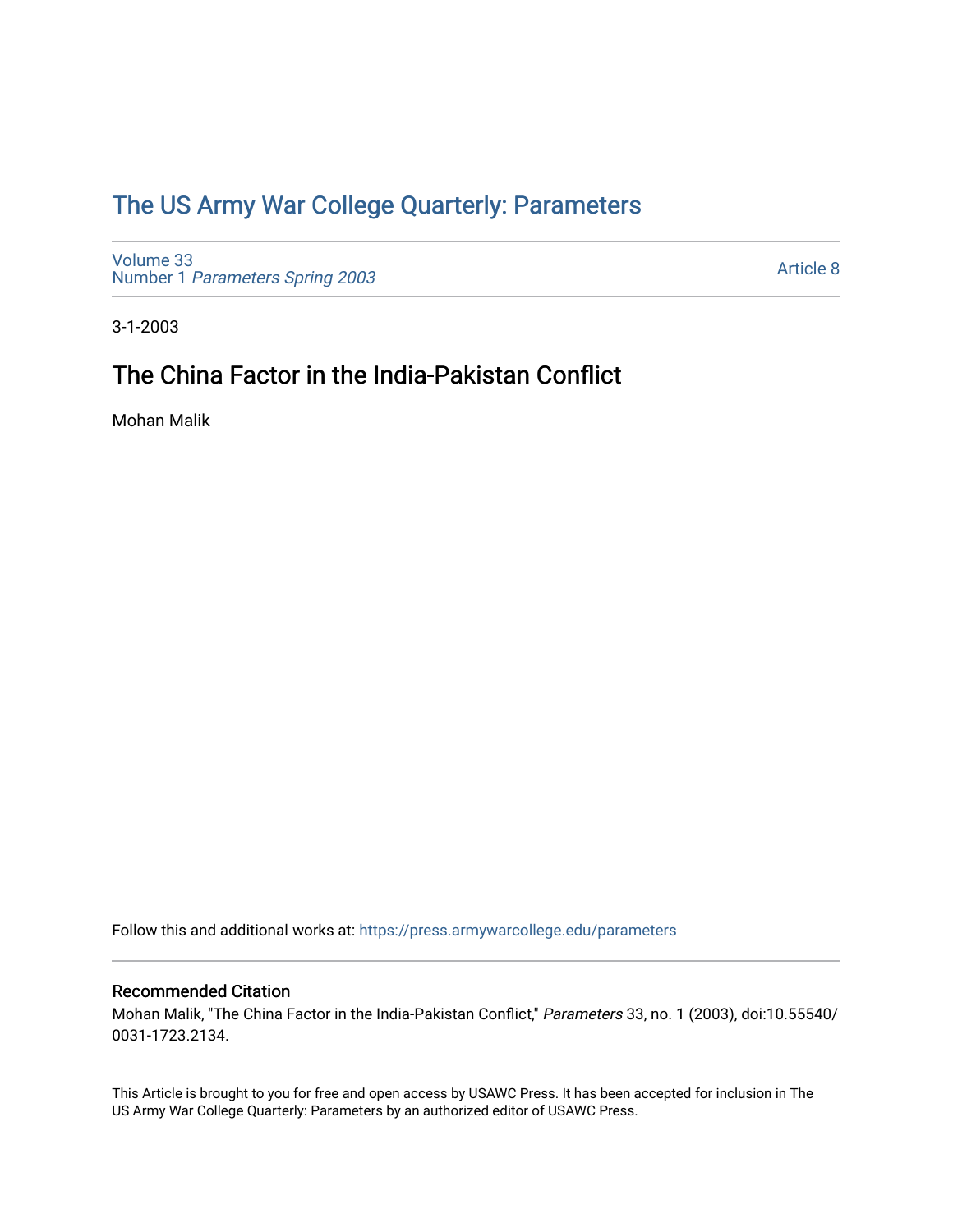# The US Army War College Quarterly: Parameters

Volume 33
Number 1 *Parameters Spring 2003*

Article 8

3-1-2003

## The China Factor in the India-Pakistan Conflict

Mohan Malik

Follow this and additional works at: https://press.armywarcollege.edu/parameters

### Recommended Citation

Mohan Malik, "The China Factor in the India-Pakistan Conflict," *Parameters* 33, no. 1 (2003), doi:10.55540/0031-1723.2134.

This Article is brought to you for free and open access by USAWC Press. It has been accepted for inclusion in The US Army War College Quarterly: Parameters by an authorized editor of USAWC Press.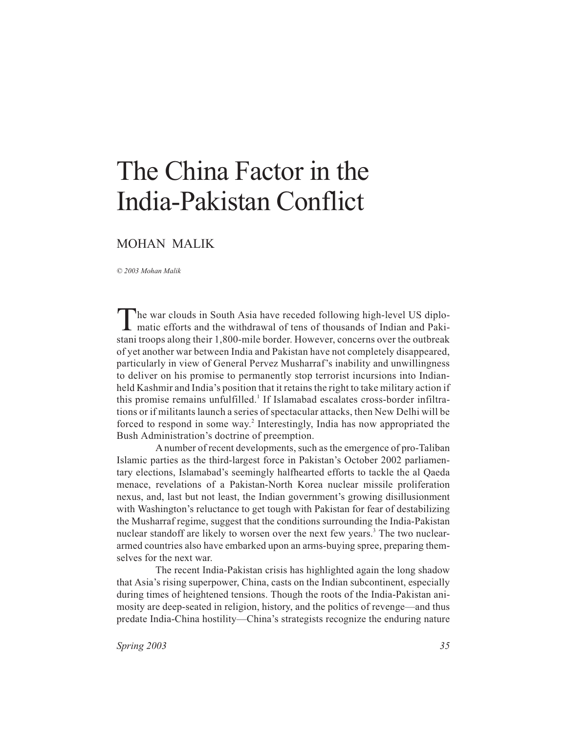# The China Factor in the India-Pakistan Conflict

MOHAN MALIK

*© 2003 Mohan Malik*

The war clouds in South Asia have receded following high-level US diplomatic efforts and the withdrawal of tens of thousands of Indian and Pakistani troops along their 1,800-mile border. However, concerns over the outbreak of yet another war between India and Pakistan have not completely disappeared, particularly in view of General Pervez Musharraf's inability and unwillingness to deliver on his promise to permanently stop terrorist incursions into Indian-held Kashmir and India's position that it retains the right to take military action if this promise remains unfulfilled.[1] If Islamabad escalates cross-border infiltrations or if militants launch a series of spectacular attacks, then New Delhi will be forced to respond in some way.[2] Interestingly, India has now appropriated the Bush Administration's doctrine of preemption.

A number of recent developments, such as the emergence of pro-Taliban Islamic parties as the third-largest force in Pakistan's October 2002 parliamentary elections, Islamabad's seemingly halfhearted efforts to tackle the al Qaeda menace, revelations of a Pakistan-North Korea nuclear missile proliferation nexus, and, last but not least, the Indian government's growing disillusionment with Washington's reluctance to get tough with Pakistan for fear of destabilizing the Musharraf regime, suggest that the conditions surrounding the India-Pakistan nuclear standoff are likely to worsen over the next few years.[3] The two nuclear-armed countries also have embarked upon an arms-buying spree, preparing themselves for the next war.

The recent India-Pakistan crisis has highlighted again the long shadow that Asia's rising superpower, China, casts on the Indian subcontinent, especially during times of heightened tensions. Though the roots of the India-Pakistan animosity are deep-seated in religion, history, and the politics of revenge—and thus predate India-China hostility—China's strategists recognize the enduring nature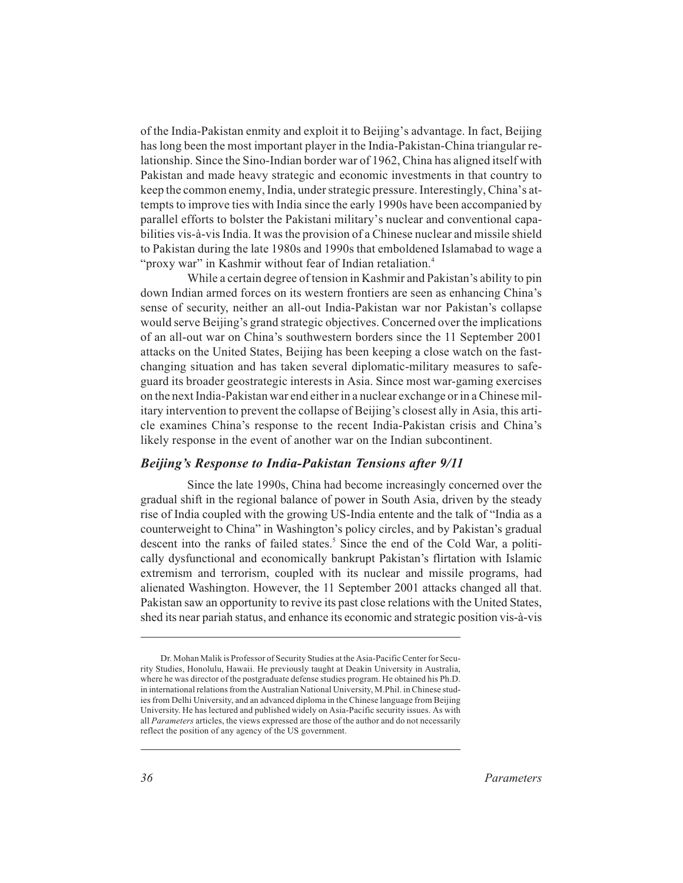of the India-Pakistan enmity and exploit it to Beijing's advantage. In fact, Beijing has long been the most important player in the India-Pakistan-China triangular relationship. Since the Sino-Indian border war of 1962, China has aligned itself with Pakistan and made heavy strategic and economic investments in that country to keep the common enemy, India, under strategic pressure. Interestingly, China's attempts to improve ties with India since the early 1990s have been accompanied by parallel efforts to bolster the Pakistani military's nuclear and conventional capabilities vis-à-vis India. It was the provision of a Chinese nuclear and missile shield to Pakistan during the late 1980s and 1990s that emboldened Islamabad to wage a "proxy war" in Kashmir without fear of Indian retaliation.[4]

While a certain degree of tension in Kashmir and Pakistan's ability to pin down Indian armed forces on its western frontiers are seen as enhancing China's sense of security, neither an all-out India-Pakistan war nor Pakistan's collapse would serve Beijing's grand strategic objectives. Concerned over the implications of an all-out war on China's southwestern borders since the 11 September 2001 attacks on the United States, Beijing has been keeping a close watch on the fast-changing situation and has taken several diplomatic-military measures to safeguard its broader geostrategic interests in Asia. Since most war-gaming exercises on the next India-Pakistan war end either in a nuclear exchange or in a Chinese military intervention to prevent the collapse of Beijing's closest ally in Asia, this article examines China's response to the recent India-Pakistan crisis and China's likely response in the event of another war on the Indian subcontinent.

### *Beijing's Response to India-Pakistan Tensions after 9/11*

Since the late 1990s, China had become increasingly concerned over the gradual shift in the regional balance of power in South Asia, driven by the steady rise of India coupled with the growing US-India entente and the talk of "India as a counterweight to China" in Washington's policy circles, and by Pakistan's gradual descent into the ranks of failed states.[5] Since the end of the Cold War, a politically dysfunctional and economically bankrupt Pakistan's flirtation with Islamic extremism and terrorism, coupled with its nuclear and missile programs, had alienated Washington. However, the 11 September 2001 attacks changed all that. Pakistan saw an opportunity to revive its past close relations with the United States, shed its near pariah status, and enhance its economic and strategic position vis-à-vis

---

Dr. Mohan Malik is Professor of Security Studies at the Asia-Pacific Center for Security Studies, Honolulu, Hawaii. He previously taught at Deakin University in Australia, where he was director of the postgraduate defense studies program. He obtained his Ph.D. in international relations from the Australian National University, M.Phil. in Chinese studies from Delhi University, and an advanced diploma in the Chinese language from Beijing University. He has lectured and published widely on Asia-Pacific security issues. As with all *Parameters* articles, the views expressed are those of the author and do not necessarily reflect the position of any agency of the US government.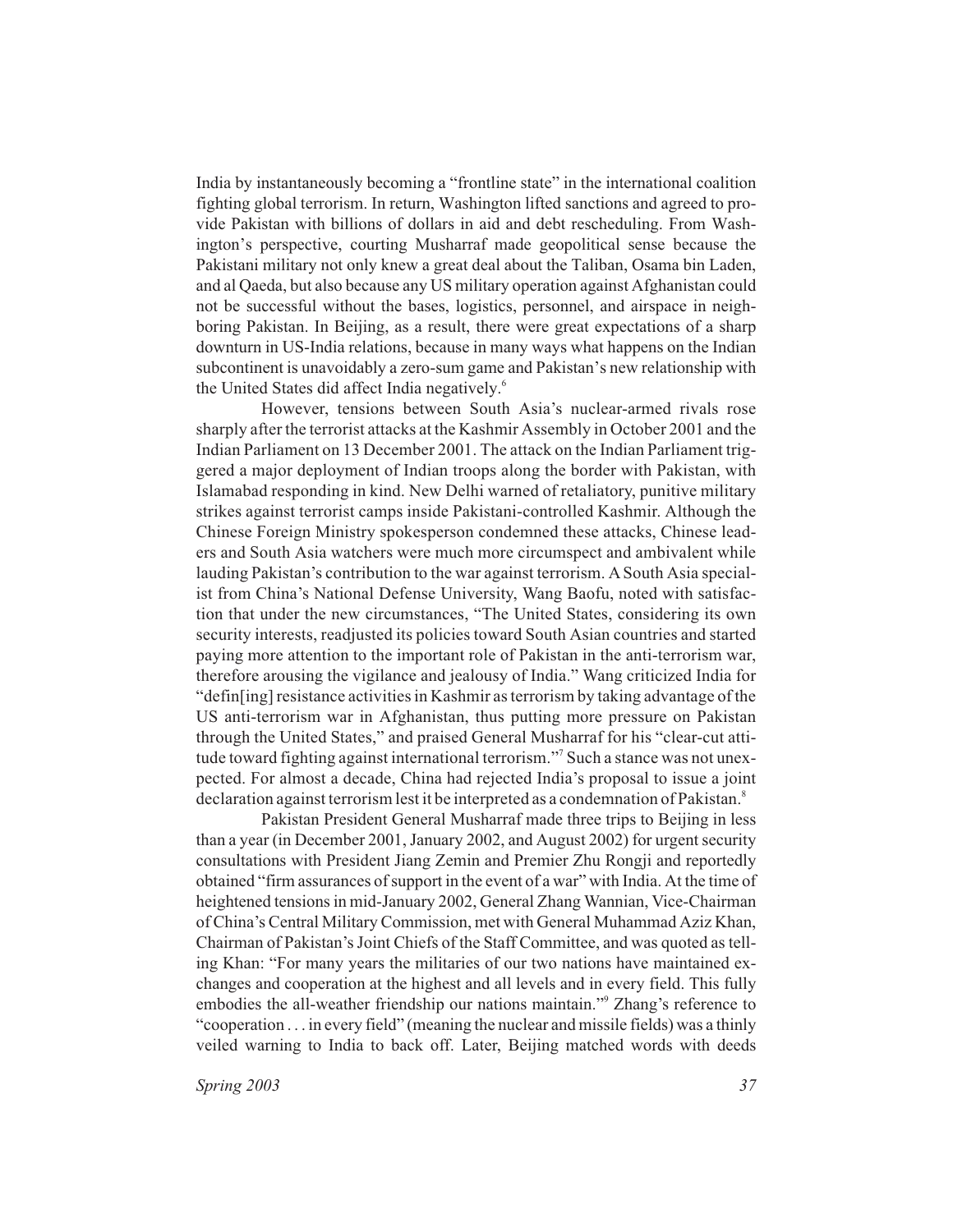India by instantaneously becoming a "frontline state" in the international coalition fighting global terrorism. In return, Washington lifted sanctions and agreed to provide Pakistan with billions of dollars in aid and debt rescheduling. From Washington's perspective, courting Musharraf made geopolitical sense because the Pakistani military not only knew a great deal about the Taliban, Osama bin Laden, and al Qaeda, but also because any US military operation against Afghanistan could not be successful without the bases, logistics, personnel, and airspace in neighboring Pakistan. In Beijing, as a result, there were great expectations of a sharp downturn in US-India relations, because in many ways what happens on the Indian subcontinent is unavoidably a zero-sum game and Pakistan's new relationship with the United States did affect India negatively.[6]

However, tensions between South Asia's nuclear-armed rivals rose sharply after the terrorist attacks at the Kashmir Assembly in October 2001 and the Indian Parliament on 13 December 2001. The attack on the Indian Parliament triggered a major deployment of Indian troops along the border with Pakistan, with Islamabad responding in kind. New Delhi warned of retaliatory, punitive military strikes against terrorist camps inside Pakistani-controlled Kashmir. Although the Chinese Foreign Ministry spokesperson condemned these attacks, Chinese leaders and South Asia watchers were much more circumspect and ambivalent while lauding Pakistan's contribution to the war against terrorism. A South Asia specialist from China's National Defense University, Wang Baofu, noted with satisfaction that under the new circumstances, "The United States, considering its own security interests, readjusted its policies toward South Asian countries and started paying more attention to the important role of Pakistan in the anti-terrorism war, therefore arousing the vigilance and jealousy of India." Wang criticized India for "defin[ing] resistance activities in Kashmir as terrorism by taking advantage of the US anti-terrorism war in Afghanistan, thus putting more pressure on Pakistan through the United States," and praised General Musharraf for his "clear-cut attitude toward fighting against international terrorism."[7] Such a stance was not unexpected. For almost a decade, China had rejected India's proposal to issue a joint declaration against terrorism lest it be interpreted as a condemnation of Pakistan.[8]

Pakistan President General Musharraf made three trips to Beijing in less than a year (in December 2001, January 2002, and August 2002) for urgent security consultations with President Jiang Zemin and Premier Zhu Rongji and reportedly obtained "firm assurances of support in the event of a war" with India. At the time of heightened tensions in mid-January 2002, General Zhang Wannian, Vice-Chairman of China's Central Military Commission, met with General Muhammad Aziz Khan, Chairman of Pakistan's Joint Chiefs of the Staff Committee, and was quoted as telling Khan: "For many years the militaries of our two nations have maintained exchanges and cooperation at the highest and all levels and in every field. This fully embodies the all-weather friendship our nations maintain."[9] Zhang's reference to "cooperation . . . in every field" (meaning the nuclear and missile fields) was a thinly veiled warning to India to back off. Later, Beijing matched words with deeds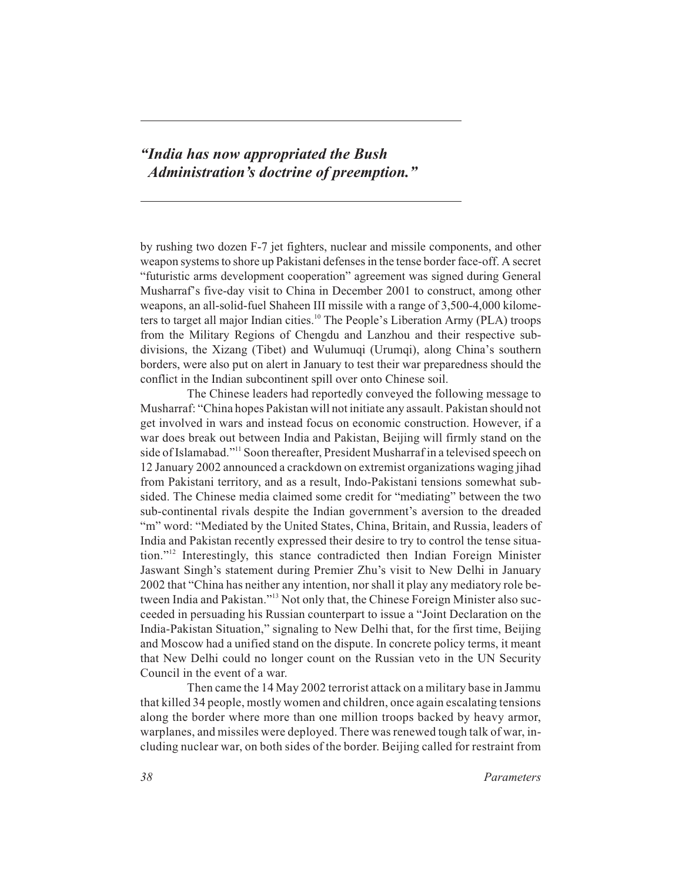*"India has now appropriated the Bush Administration's doctrine of preemption."*

by rushing two dozen F-7 jet fighters, nuclear and missile components, and other weapon systems to shore up Pakistani defenses in the tense border face-off. A secret "futuristic arms development cooperation" agreement was signed during General Musharraf's five-day visit to China in December 2001 to construct, among other weapons, an all-solid-fuel Shaheen III missile with a range of 3,500-4,000 kilometers to target all major Indian cities.[10] The People's Liberation Army (PLA) troops from the Military Regions of Chengdu and Lanzhou and their respective subdivisions, the Xizang (Tibet) and Wulumuqi (Urumqi), along China's southern borders, were also put on alert in January to test their war preparedness should the conflict in the Indian subcontinent spill over onto Chinese soil.

The Chinese leaders had reportedly conveyed the following message to Musharraf: "China hopes Pakistan will not initiate any assault. Pakistan should not get involved in wars and instead focus on economic construction. However, if a war does break out between India and Pakistan, Beijing will firmly stand on the side of Islamabad."[11] Soon thereafter, President Musharraf in a televised speech on 12 January 2002 announced a crackdown on extremist organizations waging jihad from Pakistani territory, and as a result, Indo-Pakistani tensions somewhat subsided. The Chinese media claimed some credit for "mediating" between the two sub-continental rivals despite the Indian government's aversion to the dreaded "m" word: "Mediated by the United States, China, Britain, and Russia, leaders of India and Pakistan recently expressed their desire to try to control the tense situation."[12] Interestingly, this stance contradicted then Indian Foreign Minister Jaswant Singh's statement during Premier Zhu's visit to New Delhi in January 2002 that "China has neither any intention, nor shall it play any mediatory role between India and Pakistan."[13] Not only that, the Chinese Foreign Minister also succeeded in persuading his Russian counterpart to issue a "Joint Declaration on the India-Pakistan Situation," signaling to New Delhi that, for the first time, Beijing and Moscow had a unified stand on the dispute. In concrete policy terms, it meant that New Delhi could no longer count on the Russian veto in the UN Security Council in the event of a war.

Then came the 14 May 2002 terrorist attack on a military base in Jammu that killed 34 people, mostly women and children, once again escalating tensions along the border where more than one million troops backed by heavy armor, warplanes, and missiles were deployed. There was renewed tough talk of war, including nuclear war, on both sides of the border. Beijing called for restraint from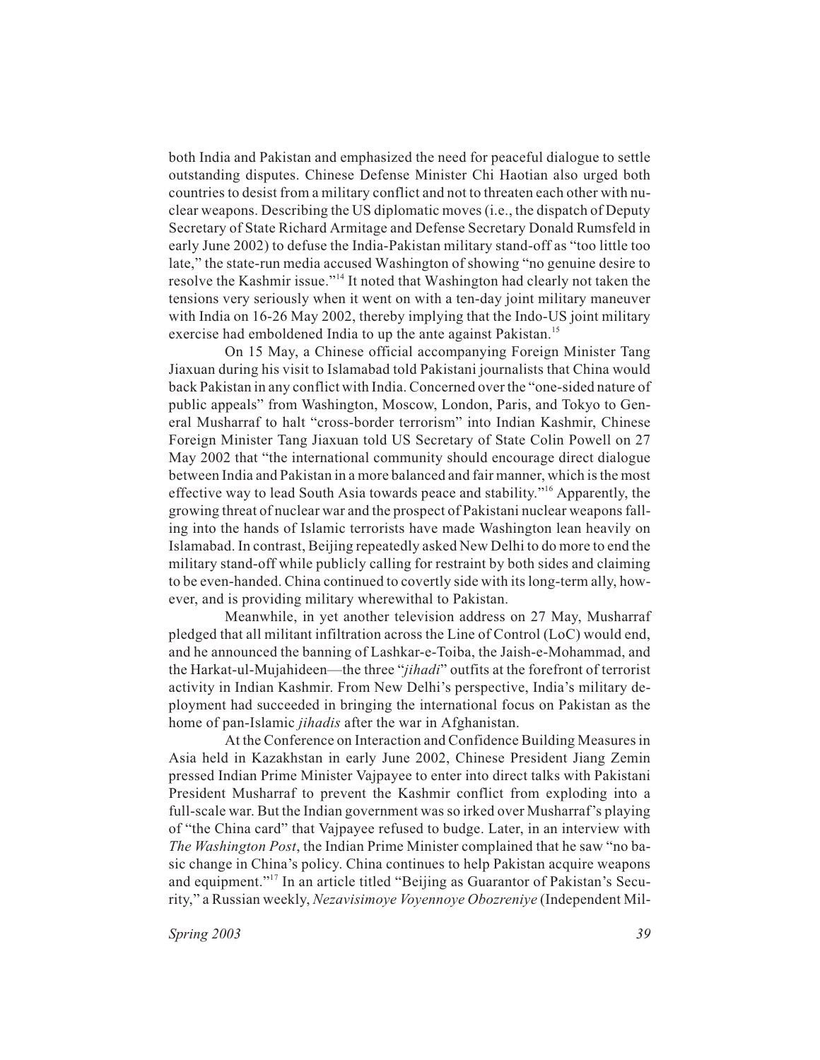both India and Pakistan and emphasized the need for peaceful dialogue to settle outstanding disputes. Chinese Defense Minister Chi Haotian also urged both countries to desist from a military conflict and not to threaten each other with nuclear weapons. Describing the US diplomatic moves (i.e., the dispatch of Deputy Secretary of State Richard Armitage and Defense Secretary Donald Rumsfeld in early June 2002) to defuse the India-Pakistan military stand-off as "too little too late," the state-run media accused Washington of showing "no genuine desire to resolve the Kashmir issue."[14] It noted that Washington had clearly not taken the tensions very seriously when it went on with a ten-day joint military maneuver with India on 16-26 May 2002, thereby implying that the Indo-US joint military exercise had emboldened India to up the ante against Pakistan.[15]

On 15 May, a Chinese official accompanying Foreign Minister Tang Jiaxuan during his visit to Islamabad told Pakistani journalists that China would back Pakistan in any conflict with India. Concerned over the "one-sided nature of public appeals" from Washington, Moscow, London, Paris, and Tokyo to General Musharraf to halt "cross-border terrorism" into Indian Kashmir, Chinese Foreign Minister Tang Jiaxuan told US Secretary of State Colin Powell on 27 May 2002 that "the international community should encourage direct dialogue between India and Pakistan in a more balanced and fair manner, which is the most effective way to lead South Asia towards peace and stability."[16] Apparently, the growing threat of nuclear war and the prospect of Pakistani nuclear weapons falling into the hands of Islamic terrorists have made Washington lean heavily on Islamabad. In contrast, Beijing repeatedly asked New Delhi to do more to end the military stand-off while publicly calling for restraint by both sides and claiming to be even-handed. China continued to covertly side with its long-term ally, however, and is providing military wherewithal to Pakistan.

Meanwhile, in yet another television address on 27 May, Musharraf pledged that all militant infiltration across the Line of Control (LoC) would end, and he announced the banning of Lashkar-e-Toiba, the Jaish-e-Mohammad, and the Harkat-ul-Mujahideen—the three "*jihadi*" outfits at the forefront of terrorist activity in Indian Kashmir. From New Delhi's perspective, India's military deployment had succeeded in bringing the international focus on Pakistan as the home of pan-Islamic *jihadis* after the war in Afghanistan.

At the Conference on Interaction and Confidence Building Measures in Asia held in Kazakhstan in early June 2002, Chinese President Jiang Zemin pressed Indian Prime Minister Vajpayee to enter into direct talks with Pakistani President Musharraf to prevent the Kashmir conflict from exploding into a full-scale war. But the Indian government was so irked over Musharraf's playing of "the China card" that Vajpayee refused to budge. Later, in an interview with *The Washington Post*, the Indian Prime Minister complained that he saw "no basic change in China's policy. China continues to help Pakistan acquire weapons and equipment."[17] In an article titled "Beijing as Guarantor of Pakistan's Security," a Russian weekly, *Nezavisimoye Voyennoye Obozreniye* (Independent Mil-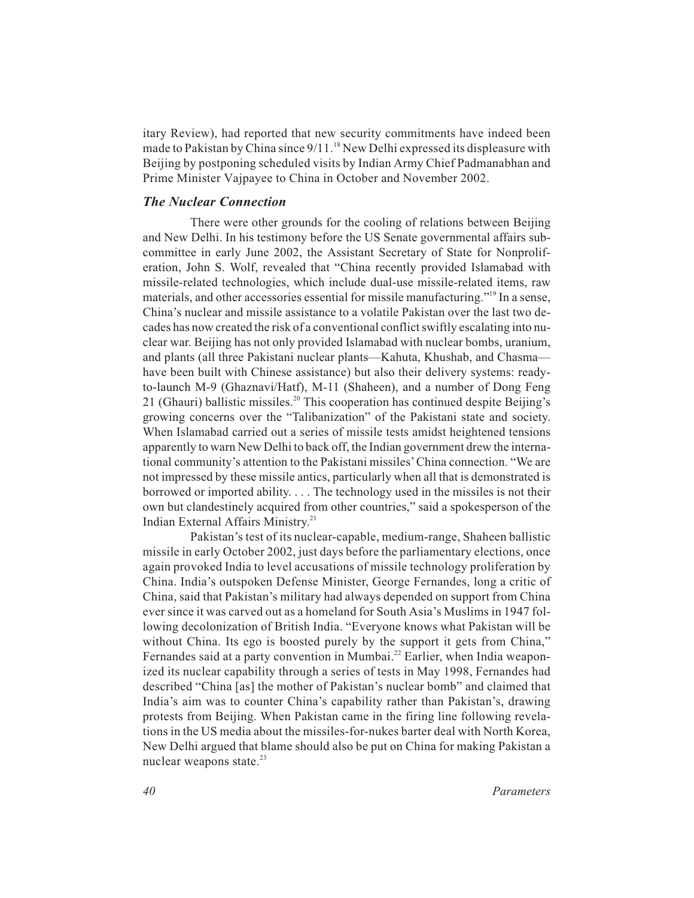itary Review), had reported that new security commitments have indeed been made to Pakistan by China since 9/11.[18] New Delhi expressed its displeasure with Beijing by postponing scheduled visits by Indian Army Chief Padmanabhan and Prime Minister Vajpayee to China in October and November 2002.

### *The Nuclear Connection*

There were other grounds for the cooling of relations between Beijing and New Delhi. In his testimony before the US Senate governmental affairs subcommittee in early June 2002, the Assistant Secretary of State for Nonproliferation, John S. Wolf, revealed that "China recently provided Islamabad with missile-related technologies, which include dual-use missile-related items, raw materials, and other accessories essential for missile manufacturing."[19] In a sense, China's nuclear and missile assistance to a volatile Pakistan over the last two decades has now created the risk of a conventional conflict swiftly escalating into nuclear war. Beijing has not only provided Islamabad with nuclear bombs, uranium, and plants (all three Pakistani nuclear plants—Kahuta, Khushab, and Chasma—have been built with Chinese assistance) but also their delivery systems: ready-to-launch M-9 (Ghaznavi/Hatf), M-11 (Shaheen), and a number of Dong Feng 21 (Ghauri) ballistic missiles.[20] This cooperation has continued despite Beijing's growing concerns over the "Talibanization" of the Pakistani state and society. When Islamabad carried out a series of missile tests amidst heightened tensions apparently to warn New Delhi to back off, the Indian government drew the international community's attention to the Pakistani missiles' China connection. "We are not impressed by these missile antics, particularly when all that is demonstrated is borrowed or imported ability. . . . The technology used in the missiles is not their own but clandestinely acquired from other countries," said a spokesperson of the Indian External Affairs Ministry.[21]

Pakistan's test of its nuclear-capable, medium-range, Shaheen ballistic missile in early October 2002, just days before the parliamentary elections, once again provoked India to level accusations of missile technology proliferation by China. India's outspoken Defense Minister, George Fernandes, long a critic of China, said that Pakistan's military had always depended on support from China ever since it was carved out as a homeland for South Asia's Muslims in 1947 following decolonization of British India. "Everyone knows what Pakistan will be without China. Its ego is boosted purely by the support it gets from China," Fernandes said at a party convention in Mumbai.[22] Earlier, when India weaponized its nuclear capability through a series of tests in May 1998, Fernandes had described "China [as] the mother of Pakistan's nuclear bomb" and claimed that India's aim was to counter China's capability rather than Pakistan's, drawing protests from Beijing. When Pakistan came in the firing line following revelations in the US media about the missiles-for-nukes barter deal with North Korea, New Delhi argued that blame should also be put on China for making Pakistan a nuclear weapons state.[23]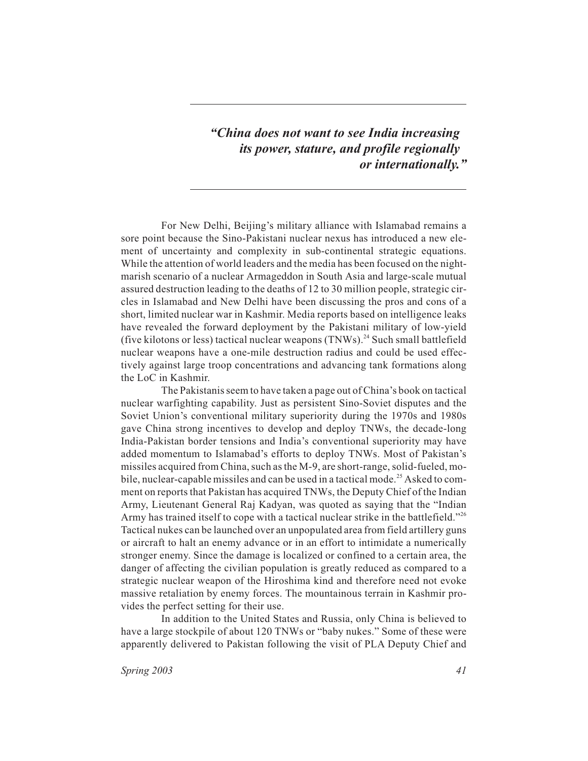> ***"China does not want to see India increasing its power, stature, and profile regionally or internationally."***

For New Delhi, Beijing's military alliance with Islamabad remains a sore point because the Sino-Pakistani nuclear nexus has introduced a new element of uncertainty and complexity in sub-continental strategic equations. While the attention of world leaders and the media has been focused on the nightmarish scenario of a nuclear Armageddon in South Asia and large-scale mutual assured destruction leading to the deaths of 12 to 30 million people, strategic circles in Islamabad and New Delhi have been discussing the pros and cons of a short, limited nuclear war in Kashmir. Media reports based on intelligence leaks have revealed the forward deployment by the Pakistani military of low-yield (five kilotons or less) tactical nuclear weapons (TNWs).[24] Such small battlefield nuclear weapons have a one-mile destruction radius and could be used effectively against large troop concentrations and advancing tank formations along the LoC in Kashmir.

The Pakistanis seem to have taken a page out of China's book on tactical nuclear warfighting capability. Just as persistent Sino-Soviet disputes and the Soviet Union's conventional military superiority during the 1970s and 1980s gave China strong incentives to develop and deploy TNWs, the decade-long India-Pakistan border tensions and India's conventional superiority may have added momentum to Islamabad's efforts to deploy TNWs. Most of Pakistan's missiles acquired from China, such as the M-9, are short-range, solid-fueled, mobile, nuclear-capable missiles and can be used in a tactical mode.[25] Asked to comment on reports that Pakistan has acquired TNWs, the Deputy Chief of the Indian Army, Lieutenant General Raj Kadyan, was quoted as saying that the "Indian Army has trained itself to cope with a tactical nuclear strike in the battlefield."[26] Tactical nukes can be launched over an unpopulated area from field artillery guns or aircraft to halt an enemy advance or in an effort to intimidate a numerically stronger enemy. Since the damage is localized or confined to a certain area, the danger of affecting the civilian population is greatly reduced as compared to a strategic nuclear weapon of the Hiroshima kind and therefore need not evoke massive retaliation by enemy forces. The mountainous terrain in Kashmir provides the perfect setting for their use.

In addition to the United States and Russia, only China is believed to have a large stockpile of about 120 TNWs or "baby nukes." Some of these were apparently delivered to Pakistan following the visit of PLA Deputy Chief and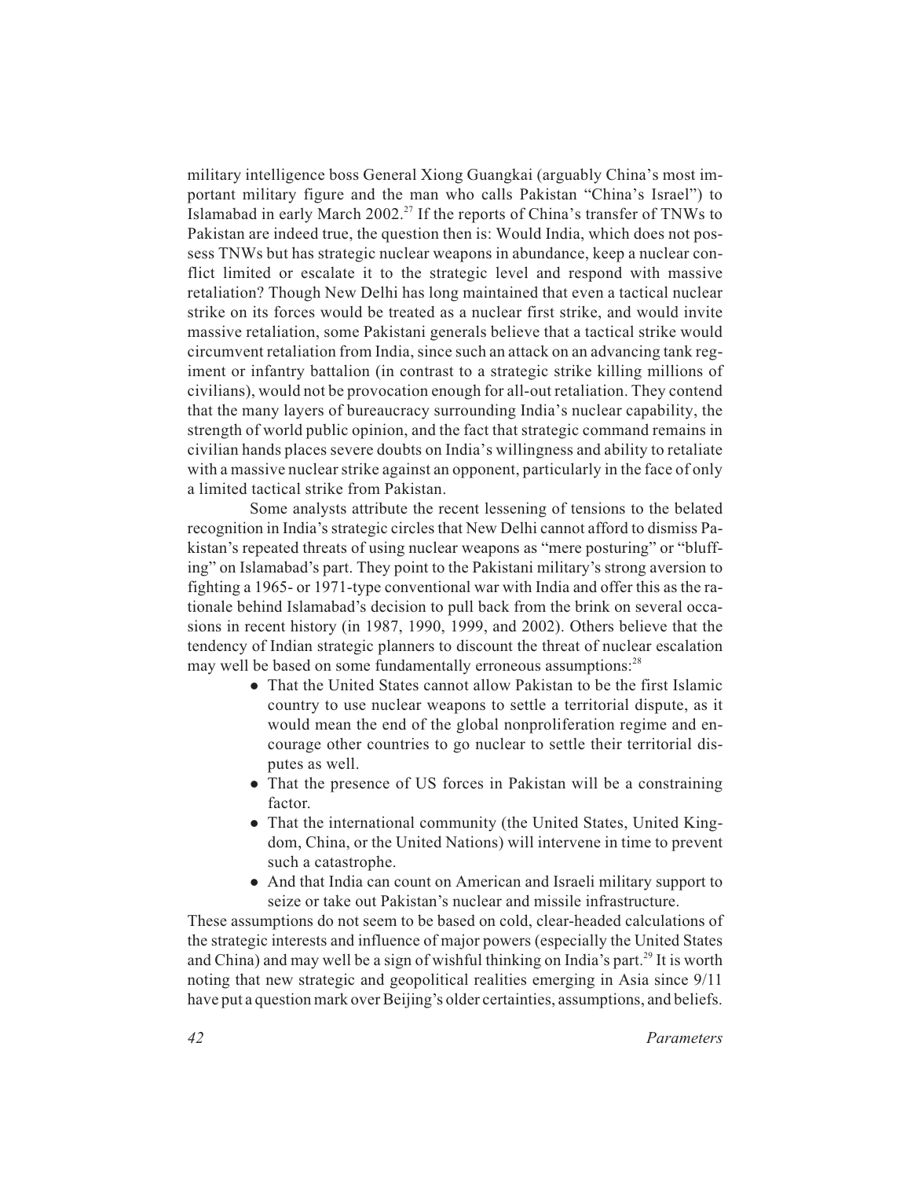military intelligence boss General Xiong Guangkai (arguably China's most important military figure and the man who calls Pakistan "China's Israel") to Islamabad in early March 2002.[27] If the reports of China's transfer of TNWs to Pakistan are indeed true, the question then is: Would India, which does not possess TNWs but has strategic nuclear weapons in abundance, keep a nuclear conflict limited or escalate it to the strategic level and respond with massive retaliation? Though New Delhi has long maintained that even a tactical nuclear strike on its forces would be treated as a nuclear first strike, and would invite massive retaliation, some Pakistani generals believe that a tactical strike would circumvent retaliation from India, since such an attack on an advancing tank regiment or infantry battalion (in contrast to a strategic strike killing millions of civilians), would not be provocation enough for all-out retaliation. They contend that the many layers of bureaucracy surrounding India's nuclear capability, the strength of world public opinion, and the fact that strategic command remains in civilian hands places severe doubts on India's willingness and ability to retaliate with a massive nuclear strike against an opponent, particularly in the face of only a limited tactical strike from Pakistan.

Some analysts attribute the recent lessening of tensions to the belated recognition in India's strategic circles that New Delhi cannot afford to dismiss Pakistan's repeated threats of using nuclear weapons as "mere posturing" or "bluffing" on Islamabad's part. They point to the Pakistani military's strong aversion to fighting a 1965- or 1971-type conventional war with India and offer this as the rationale behind Islamabad's decision to pull back from the brink on several occasions in recent history (in 1987, 1990, 1999, and 2002). Others believe that the tendency of Indian strategic planners to discount the threat of nuclear escalation may well be based on some fundamentally erroneous assumptions:[28]

- That the United States cannot allow Pakistan to be the first Islamic country to use nuclear weapons to settle a territorial dispute, as it would mean the end of the global nonproliferation regime and encourage other countries to go nuclear to settle their territorial disputes as well.
- That the presence of US forces in Pakistan will be a constraining factor.
- That the international community (the United States, United Kingdom, China, or the United Nations) will intervene in time to prevent such a catastrophe.
- And that India can count on American and Israeli military support to seize or take out Pakistan's nuclear and missile infrastructure.

These assumptions do not seem to be based on cold, clear-headed calculations of the strategic interests and influence of major powers (especially the United States and China) and may well be a sign of wishful thinking on India's part.[29] It is worth noting that new strategic and geopolitical realities emerging in Asia since 9/11 have put a question mark over Beijing's older certainties, assumptions, and beliefs.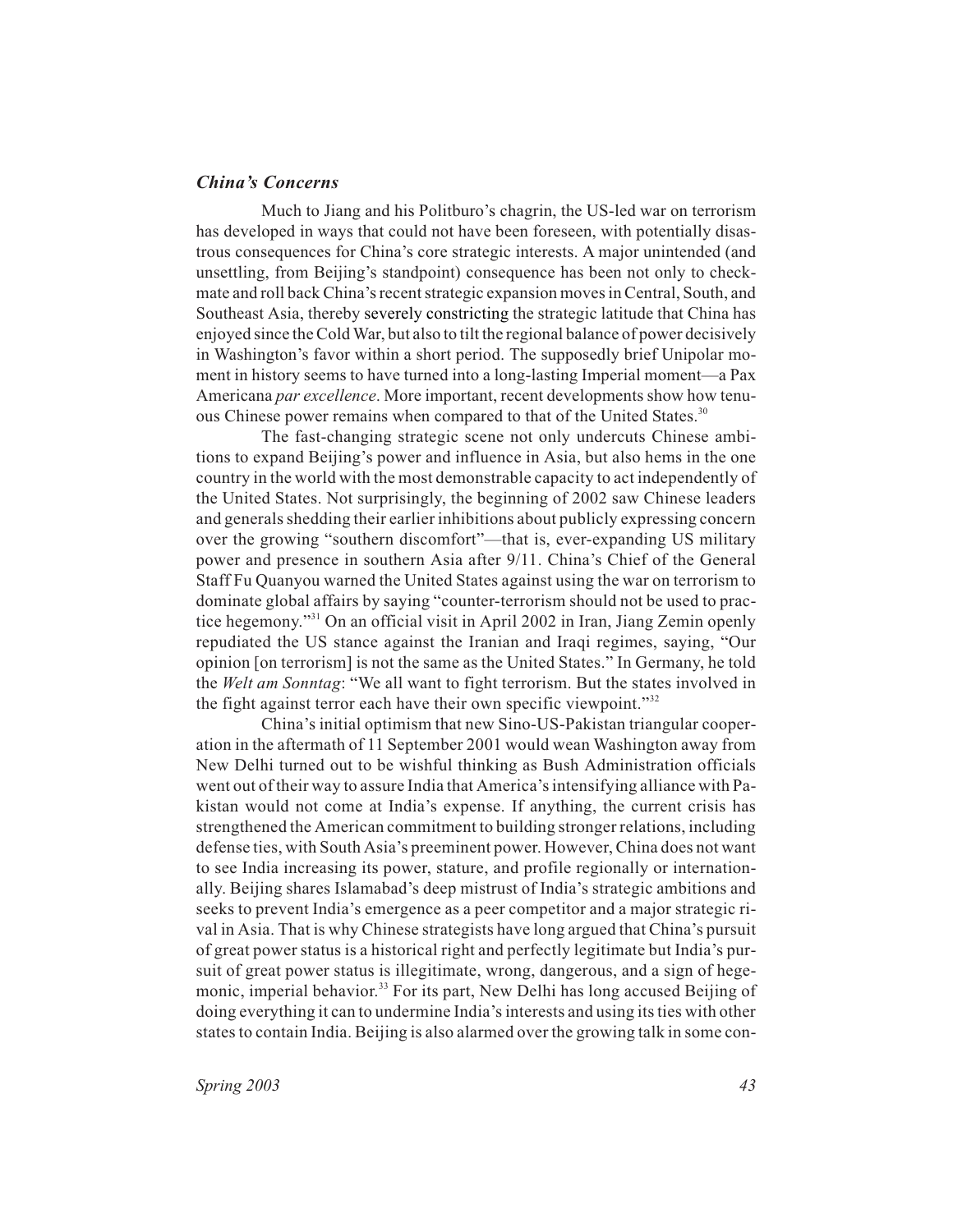### *China's Concerns*

Much to Jiang and his Politburo's chagrin, the US-led war on terrorism has developed in ways that could not have been foreseen, with potentially disastrous consequences for China's core strategic interests. A major unintended (and unsettling, from Beijing's standpoint) consequence has been not only to checkmate and roll back China's recent strategic expansion moves in Central, South, and Southeast Asia, thereby severely constricting the strategic latitude that China has enjoyed since the Cold War, but also to tilt the regional balance of power decisively in Washington's favor within a short period. The supposedly brief Unipolar moment in history seems to have turned into a long-lasting Imperial moment—a Pax Americana *par excellence*. More important, recent developments show how tenuous Chinese power remains when compared to that of the United States.[30]

The fast-changing strategic scene not only undercuts Chinese ambitions to expand Beijing's power and influence in Asia, but also hems in the one country in the world with the most demonstrable capacity to act independently of the United States. Not surprisingly, the beginning of 2002 saw Chinese leaders and generals shedding their earlier inhibitions about publicly expressing concern over the growing "southern discomfort"—that is, ever-expanding US military power and presence in southern Asia after 9/11. China's Chief of the General Staff Fu Quanyou warned the United States against using the war on terrorism to dominate global affairs by saying "counter-terrorism should not be used to practice hegemony."[31] On an official visit in April 2002 in Iran, Jiang Zemin openly repudiated the US stance against the Iranian and Iraqi regimes, saying, "Our opinion [on terrorism] is not the same as the United States." In Germany, he told the *Welt am Sonntag*: "We all want to fight terrorism. But the states involved in the fight against terror each have their own specific viewpoint."[32]

China's initial optimism that new Sino-US-Pakistan triangular cooperation in the aftermath of 11 September 2001 would wean Washington away from New Delhi turned out to be wishful thinking as Bush Administration officials went out of their way to assure India that America's intensifying alliance with Pakistan would not come at India's expense. If anything, the current crisis has strengthened the American commitment to building stronger relations, including defense ties, with South Asia's preeminent power. However, China does not want to see India increasing its power, stature, and profile regionally or internationally. Beijing shares Islamabad's deep mistrust of India's strategic ambitions and seeks to prevent India's emergence as a peer competitor and a major strategic rival in Asia. That is why Chinese strategists have long argued that China's pursuit of great power status is a historical right and perfectly legitimate but India's pursuit of great power status is illegitimate, wrong, dangerous, and a sign of hegemonic, imperial behavior.[33] For its part, New Delhi has long accused Beijing of doing everything it can to undermine India's interests and using its ties with other states to contain India. Beijing is also alarmed over the growing talk in some con-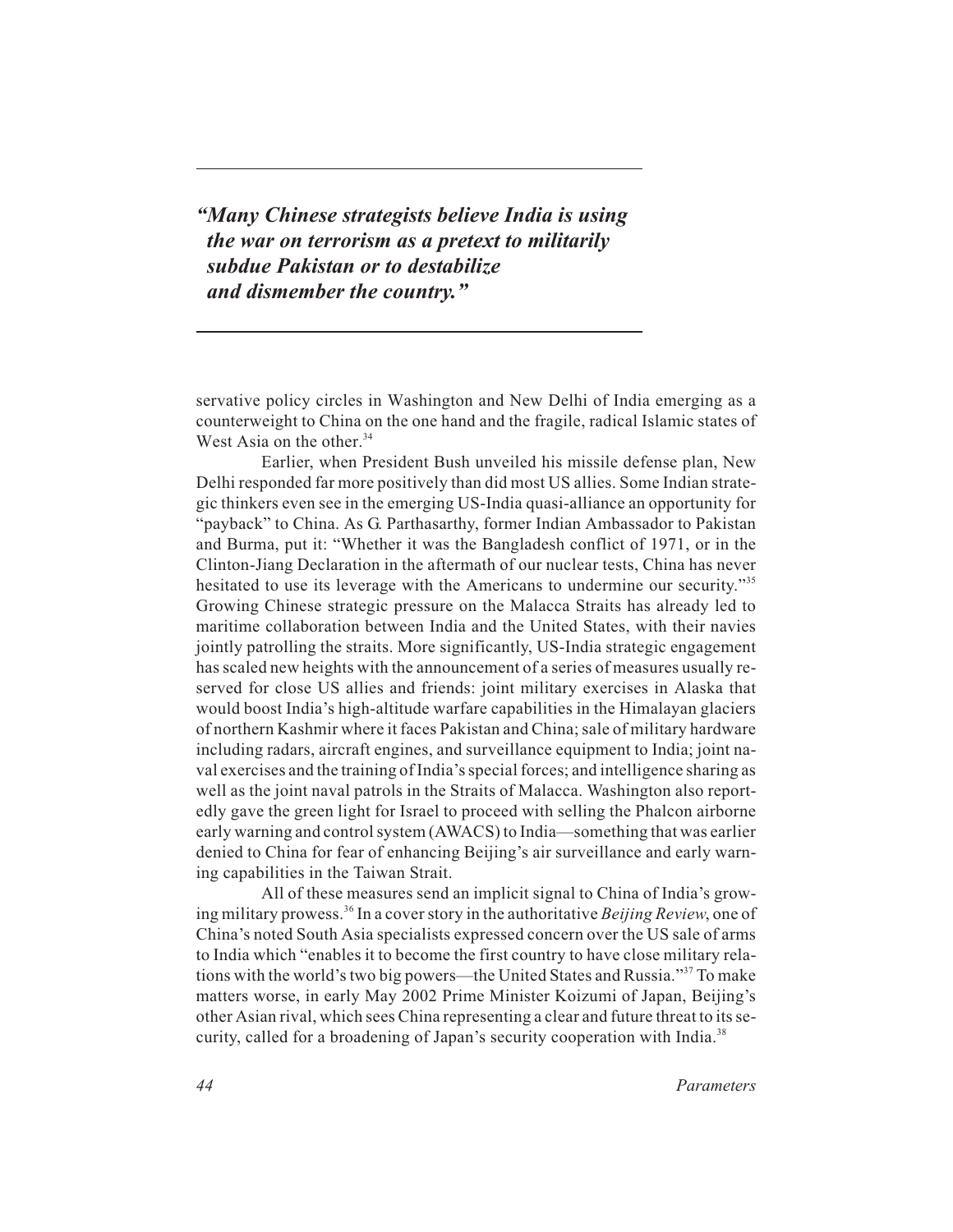*"Many Chinese strategists believe India is using the war on terrorism as a pretext to militarily subdue Pakistan or to destabilize and dismember the country."*

servative policy circles in Washington and New Delhi of India emerging as a counterweight to China on the one hand and the fragile, radical Islamic states of West Asia on the other.[34]

Earlier, when President Bush unveiled his missile defense plan, New Delhi responded far more positively than did most US allies. Some Indian strategic thinkers even see in the emerging US-India quasi-alliance an opportunity for "payback" to China. As G. Parthasarthy, former Indian Ambassador to Pakistan and Burma, put it: "Whether it was the Bangladesh conflict of 1971, or in the Clinton-Jiang Declaration in the aftermath of our nuclear tests, China has never hesitated to use its leverage with the Americans to undermine our security."[35] Growing Chinese strategic pressure on the Malacca Straits has already led to maritime collaboration between India and the United States, with their navies jointly patrolling the straits. More significantly, US-India strategic engagement has scaled new heights with the announcement of a series of measures usually reserved for close US allies and friends: joint military exercises in Alaska that would boost India's high-altitude warfare capabilities in the Himalayan glaciers of northern Kashmir where it faces Pakistan and China; sale of military hardware including radars, aircraft engines, and surveillance equipment to India; joint naval exercises and the training of India's special forces; and intelligence sharing as well as the joint naval patrols in the Straits of Malacca. Washington also reportedly gave the green light for Israel to proceed with selling the Phalcon airborne early warning and control system (AWACS) to India—something that was earlier denied to China for fear of enhancing Beijing's air surveillance and early warning capabilities in the Taiwan Strait.

All of these measures send an implicit signal to China of India's growing military prowess.[36] In a cover story in the authoritative *Beijing Review*, one of China's noted South Asia specialists expressed concern over the US sale of arms to India which "enables it to become the first country to have close military relations with the world's two big powers—the United States and Russia."[37] To make matters worse, in early May 2002 Prime Minister Koizumi of Japan, Beijing's other Asian rival, which sees China representing a clear and future threat to its security, called for a broadening of Japan's security cooperation with India.[38]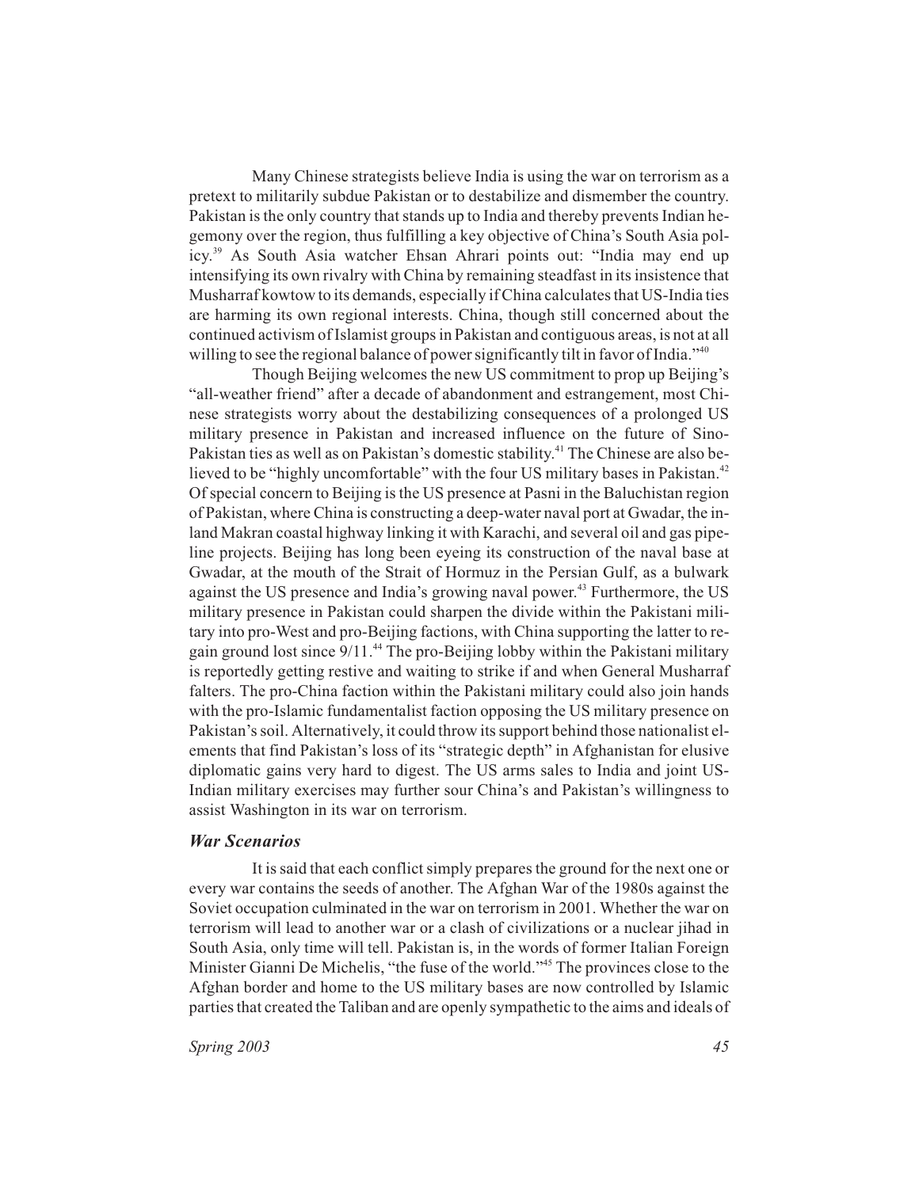Many Chinese strategists believe India is using the war on terrorism as a pretext to militarily subdue Pakistan or to destabilize and dismember the country. Pakistan is the only country that stands up to India and thereby prevents Indian hegemony over the region, thus fulfilling a key objective of China's South Asia policy.[39] As South Asia watcher Ehsan Ahrari points out: "India may end up intensifying its own rivalry with China by remaining steadfast in its insistence that Musharraf kowtow to its demands, especially if China calculates that US-India ties are harming its own regional interests. China, though still concerned about the continued activism of Islamist groups in Pakistan and contiguous areas, is not at all willing to see the regional balance of power significantly tilt in favor of India."[40]

Though Beijing welcomes the new US commitment to prop up Beijing's "all-weather friend" after a decade of abandonment and estrangement, most Chinese strategists worry about the destabilizing consequences of a prolonged US military presence in Pakistan and increased influence on the future of Sino-Pakistan ties as well as on Pakistan's domestic stability.[41] The Chinese are also believed to be "highly uncomfortable" with the four US military bases in Pakistan.[42] Of special concern to Beijing is the US presence at Pasni in the Baluchistan region of Pakistan, where China is constructing a deep-water naval port at Gwadar, the inland Makran coastal highway linking it with Karachi, and several oil and gas pipeline projects. Beijing has long been eyeing its construction of the naval base at Gwadar, at the mouth of the Strait of Hormuz in the Persian Gulf, as a bulwark against the US presence and India's growing naval power.[43] Furthermore, the US military presence in Pakistan could sharpen the divide within the Pakistani military into pro-West and pro-Beijing factions, with China supporting the latter to regain ground lost since 9/11.[44] The pro-Beijing lobby within the Pakistani military is reportedly getting restive and waiting to strike if and when General Musharraf falters. The pro-China faction within the Pakistani military could also join hands with the pro-Islamic fundamentalist faction opposing the US military presence on Pakistan's soil. Alternatively, it could throw its support behind those nationalist elements that find Pakistan's loss of its "strategic depth" in Afghanistan for elusive diplomatic gains very hard to digest. The US arms sales to India and joint US-Indian military exercises may further sour China's and Pakistan's willingness to assist Washington in its war on terrorism.

### *War Scenarios*

It is said that each conflict simply prepares the ground for the next one or every war contains the seeds of another. The Afghan War of the 1980s against the Soviet occupation culminated in the war on terrorism in 2001. Whether the war on terrorism will lead to another war or a clash of civilizations or a nuclear jihad in South Asia, only time will tell. Pakistan is, in the words of former Italian Foreign Minister Gianni De Michelis, "the fuse of the world."[45] The provinces close to the Afghan border and home to the US military bases are now controlled by Islamic parties that created the Taliban and are openly sympathetic to the aims and ideals of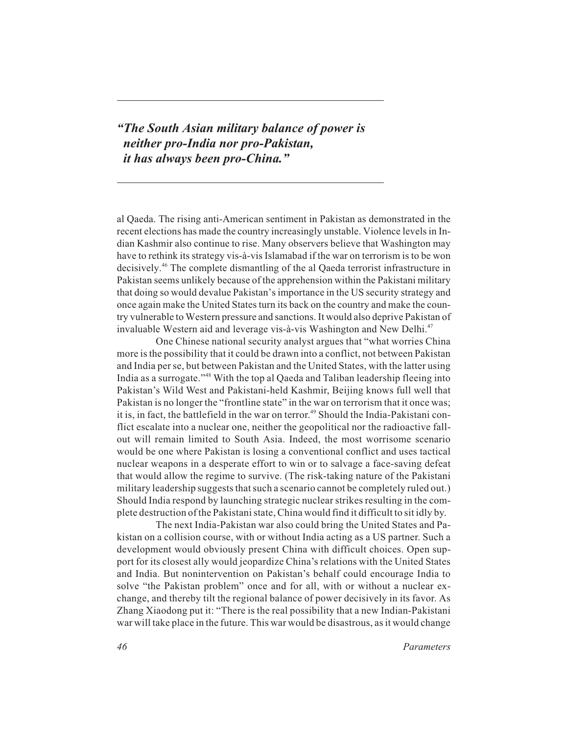*"The South Asian military balance of power is neither pro-India nor pro-Pakistan, it has always been pro-China."*

al Qaeda. The rising anti-American sentiment in Pakistan as demonstrated in the recent elections has made the country increasingly unstable. Violence levels in Indian Kashmir also continue to rise. Many observers believe that Washington may have to rethink its strategy vis-à-vis Islamabad if the war on terrorism is to be won decisively.[46] The complete dismantling of the al Qaeda terrorist infrastructure in Pakistan seems unlikely because of the apprehension within the Pakistani military that doing so would devalue Pakistan's importance in the US security strategy and once again make the United States turn its back on the country and make the country vulnerable to Western pressure and sanctions. It would also deprive Pakistan of invaluable Western aid and leverage vis-à-vis Washington and New Delhi.[47]

One Chinese national security analyst argues that "what worries China more is the possibility that it could be drawn into a conflict, not between Pakistan and India per se, but between Pakistan and the United States, with the latter using India as a surrogate."[48] With the top al Qaeda and Taliban leadership fleeing into Pakistan's Wild West and Pakistani-held Kashmir, Beijing knows full well that Pakistan is no longer the "frontline state" in the war on terrorism that it once was; it is, in fact, the battlefield in the war on terror.[49] Should the India-Pakistani conflict escalate into a nuclear one, neither the geopolitical nor the radioactive fallout will remain limited to South Asia. Indeed, the most worrisome scenario would be one where Pakistan is losing a conventional conflict and uses tactical nuclear weapons in a desperate effort to win or to salvage a face-saving defeat that would allow the regime to survive. (The risk-taking nature of the Pakistani military leadership suggests that such a scenario cannot be completely ruled out.) Should India respond by launching strategic nuclear strikes resulting in the complete destruction of the Pakistani state, China would find it difficult to sit idly by.

The next India-Pakistan war also could bring the United States and Pakistan on a collision course, with or without India acting as a US partner. Such a development would obviously present China with difficult choices. Open support for its closest ally would jeopardize China's relations with the United States and India. But nonintervention on Pakistan's behalf could encourage India to solve "the Pakistan problem" once and for all, with or without a nuclear exchange, and thereby tilt the regional balance of power decisively in its favor. As Zhang Xiaodong put it: "There is the real possibility that a new Indian-Pakistani war will take place in the future. This war would be disastrous, as it would change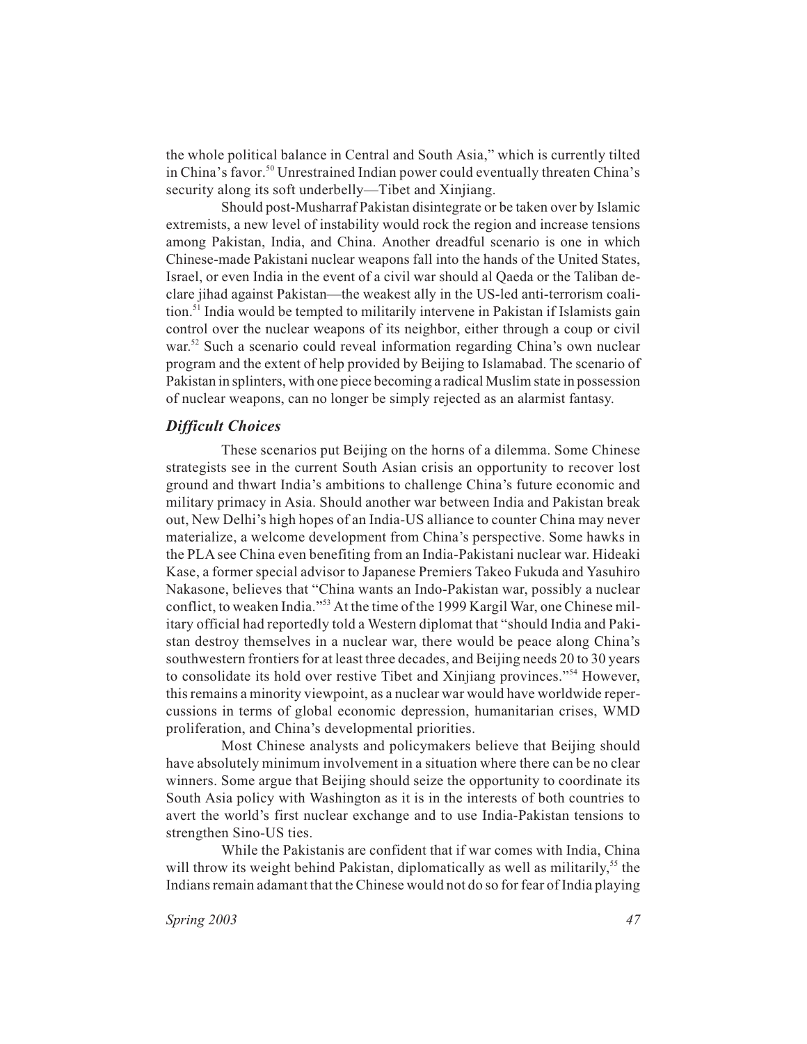the whole political balance in Central and South Asia," which is currently tilted in China's favor.[50] Unrestrained Indian power could eventually threaten China's security along its soft underbelly—Tibet and Xinjiang.

Should post-Musharraf Pakistan disintegrate or be taken over by Islamic extremists, a new level of instability would rock the region and increase tensions among Pakistan, India, and China. Another dreadful scenario is one in which Chinese-made Pakistani nuclear weapons fall into the hands of the United States, Israel, or even India in the event of a civil war should al Qaeda or the Taliban declare jihad against Pakistan—the weakest ally in the US-led anti-terrorism coalition.[51] India would be tempted to militarily intervene in Pakistan if Islamists gain control over the nuclear weapons of its neighbor, either through a coup or civil war.[52] Such a scenario could reveal information regarding China's own nuclear program and the extent of help provided by Beijing to Islamabad. The scenario of Pakistan in splinters, with one piece becoming a radical Muslim state in possession of nuclear weapons, can no longer be simply rejected as an alarmist fantasy.

### *Difficult Choices*

These scenarios put Beijing on the horns of a dilemma. Some Chinese strategists see in the current South Asian crisis an opportunity to recover lost ground and thwart India's ambitions to challenge China's future economic and military primacy in Asia. Should another war between India and Pakistan break out, New Delhi's high hopes of an India-US alliance to counter China may never materialize, a welcome development from China's perspective. Some hawks in the PLA see China even benefiting from an India-Pakistani nuclear war. Hideaki Kase, a former special advisor to Japanese Premiers Takeo Fukuda and Yasuhiro Nakasone, believes that "China wants an Indo-Pakistan war, possibly a nuclear conflict, to weaken India."[53] At the time of the 1999 Kargil War, one Chinese military official had reportedly told a Western diplomat that "should India and Pakistan destroy themselves in a nuclear war, there would be peace along China's southwestern frontiers for at least three decades, and Beijing needs 20 to 30 years to consolidate its hold over restive Tibet and Xinjiang provinces."[54] However, this remains a minority viewpoint, as a nuclear war would have worldwide repercussions in terms of global economic depression, humanitarian crises, WMD proliferation, and China's developmental priorities.

Most Chinese analysts and policymakers believe that Beijing should have absolutely minimum involvement in a situation where there can be no clear winners. Some argue that Beijing should seize the opportunity to coordinate its South Asia policy with Washington as it is in the interests of both countries to avert the world's first nuclear exchange and to use India-Pakistan tensions to strengthen Sino-US ties.

While the Pakistanis are confident that if war comes with India, China will throw its weight behind Pakistan, diplomatically as well as militarily,[55] the Indians remain adamant that the Chinese would not do so for fear of India playing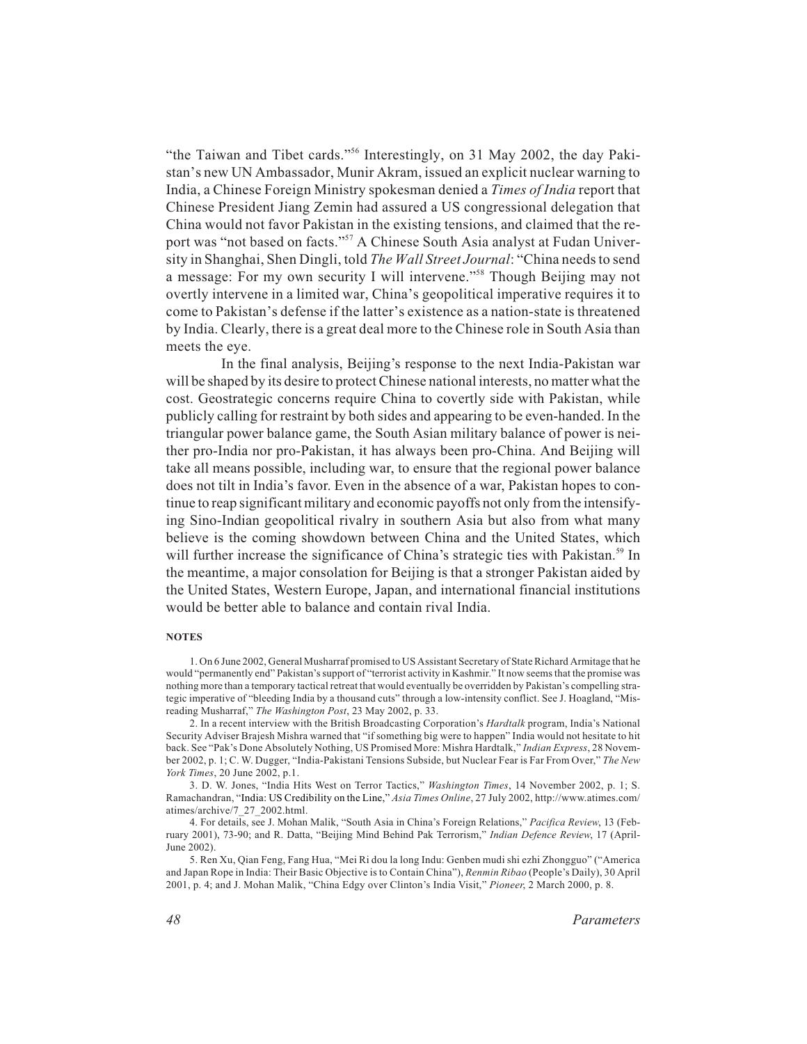"the Taiwan and Tibet cards."[56] Interestingly, on 31 May 2002, the day Pakistan's new UN Ambassador, Munir Akram, issued an explicit nuclear warning to India, a Chinese Foreign Ministry spokesman denied a *Times of India* report that Chinese President Jiang Zemin had assured a US congressional delegation that China would not favor Pakistan in the existing tensions, and claimed that the report was "not based on facts."[57] A Chinese South Asia analyst at Fudan University in Shanghai, Shen Dingli, told *The Wall Street Journal*: "China needs to send a message: For my own security I will intervene."[58] Though Beijing may not overtly intervene in a limited war, China's geopolitical imperative requires it to come to Pakistan's defense if the latter's existence as a nation-state is threatened by India. Clearly, there is a great deal more to the Chinese role in South Asia than meets the eye.

In the final analysis, Beijing's response to the next India-Pakistan war will be shaped by its desire to protect Chinese national interests, no matter what the cost. Geostrategic concerns require China to covertly side with Pakistan, while publicly calling for restraint by both sides and appearing to be even-handed. In the triangular power balance game, the South Asian military balance of power is neither pro-India nor pro-Pakistan, it has always been pro-China. And Beijing will take all means possible, including war, to ensure that the regional power balance does not tilt in India's favor. Even in the absence of a war, Pakistan hopes to continue to reap significant military and economic payoffs not only from the intensifying Sino-Indian geopolitical rivalry in southern Asia but also from what many believe is the coming showdown between China and the United States, which will further increase the significance of China's strategic ties with Pakistan.[59] In the meantime, a major consolation for Beijing is that a stronger Pakistan aided by the United States, Western Europe, Japan, and international financial institutions would be better able to balance and contain rival India.

#### NOTES

1. On 6 June 2002, General Musharraf promised to US Assistant Secretary of State Richard Armitage that he would "permanently end" Pakistan's support of "terrorist activity in Kashmir." It now seems that the promise was nothing more than a temporary tactical retreat that would eventually be overridden by Pakistan's compelling strategic imperative of "bleeding India by a thousand cuts" through a low-intensity conflict. See J. Hoagland, "Misreading Musharraf," *The Washington Post*, 23 May 2002, p. 33.

2. In a recent interview with the British Broadcasting Corporation's *Hardtalk* program, India's National Security Adviser Brajesh Mishra warned that "if something big were to happen" India would not hesitate to hit back. See "Pak's Done Absolutely Nothing, US Promised More: Mishra Hardtalk," *Indian Express*, 28 November 2002, p. 1; C. W. Dugger, "India-Pakistani Tensions Subside, but Nuclear Fear is Far From Over," *The New York Times*, 20 June 2002, p.1.

3. D. W. Jones, "India Hits West on Terror Tactics," *Washington Times*, 14 November 2002, p. 1; S. Ramachandran, "India: US Credibility on the Line," *Asia Times Online*, 27 July 2002, http://www.atimes.com/atimes/archive/7_27_2002.html.

4. For details, see J. Mohan Malik, "South Asia in China's Foreign Relations," *Pacifica Review*, 13 (February 2001), 73-90; and R. Datta, "Beijing Mind Behind Pak Terrorism," *Indian Defence Review*, 17 (April-June 2002).

5. Ren Xu, Qian Feng, Fang Hua, "Mei Ri dou la long Indu: Genben mudi shi ezhi Zhongguo" ("America and Japan Rope in India: Their Basic Objective is to Contain China"), *Renmin Ribao* (People's Daily), 30 April 2001, p. 4; and J. Mohan Malik, "China Edgy over Clinton's India Visit," *Pioneer*, 2 March 2000, p. 8.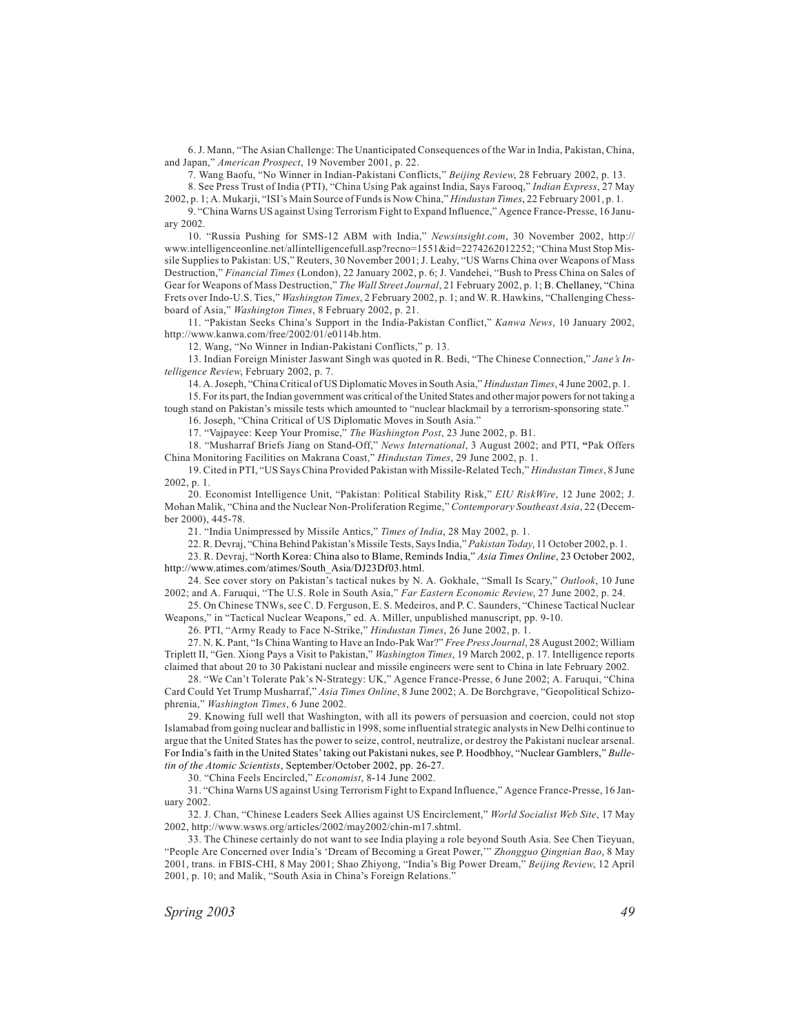6. J. Mann, "The Asian Challenge: The Unanticipated Consequences of the War in India, Pakistan, China, and Japan," *American Prospect*, 19 November 2001, p. 22.

7. Wang Baofu, "No Winner in Indian-Pakistani Conflicts," *Beijing Review*, 28 February 2002, p. 13.

8. See Press Trust of India (PTI), "China Using Pak against India, Says Farooq," *Indian Express*, 27 May 2002, p. 1; A. Mukarji, "ISI's Main Source of Funds is Now China," *Hindustan Times*, 22 February 2001, p. 1.

9. "China Warns US against Using Terrorism Fight to Expand Influence," Agence France-Presse, 16 January 2002.

10. "Russia Pushing for SMS-12 ABM with India," *Newsinsight.com*, 30 November 2002, http://www.intelligenceonline.net/allintelligencefull.asp?recno=1551&id=2274262012252; "China Must Stop Missile Supplies to Pakistan: US," Reuters, 30 November 2001; J. Leahy, "US Warns China over Weapons of Mass Destruction," *Financial Times* (London), 22 January 2002, p. 6; J. Vandehei, "Bush to Press China on Sales of Gear for Weapons of Mass Destruction," *The Wall Street Journal*, 21 February 2002, p. 1; B. Chellaney, "China Frets over Indo-U.S. Ties," *Washington Times*, 2 February 2002, p. 1; and W. R. Hawkins, "Challenging Chessboard of Asia," *Washington Times*, 8 February 2002, p. 21.

11. "Pakistan Seeks China's Support in the India-Pakistan Conflict," *Kanwa News*, 10 January 2002, http://www.kanwa.com/free/2002/01/e0114b.htm.

12. Wang, "No Winner in Indian-Pakistani Conflicts," p. 13.

13. Indian Foreign Minister Jaswant Singh was quoted in R. Bedi, "The Chinese Connection," *Jane's Intelligence Review*, February 2002, p. 7.

14. A. Joseph, "China Critical of US Diplomatic Moves in South Asia," *Hindustan Times*, 4 June 2002, p. 1.

15. For its part, the Indian government was critical of the United States and other major powers for not taking a tough stand on Pakistan's missile tests which amounted to "nuclear blackmail by a terrorism-sponsoring state."

16. Joseph, "China Critical of US Diplomatic Moves in South Asia."

17. "Vajpayee: Keep Your Promise," *The Washington Post*, 23 June 2002, p. B1.

18. "Musharraf Briefs Jiang on Stand-Off," *News International*, 3 August 2002; and PTI, "Pak Offers China Monitoring Facilities on Makrana Coast," *Hindustan Times*, 29 June 2002, p. 1.

19. Cited in PTI, "US Says China Provided Pakistan with Missile-Related Tech," *Hindustan Times*, 8 June 2002, p. 1.

20. Economist Intelligence Unit, "Pakistan: Political Stability Risk," *EIU RiskWire*, 12 June 2002; J. Mohan Malik, "China and the Nuclear Non-Proliferation Regime," *Contemporary Southeast Asia*, 22 (December 2000), 445-78.

21. "India Unimpressed by Missile Antics," *Times of India*, 28 May 2002, p. 1.

22. R. Devraj, "China Behind Pakistan's Missile Tests, Says India," *Pakistan Today*, 11 October 2002, p. 1.

23. R. Devraj, "North Korea: China also to Blame, Reminds India," *Asia Times Online*, 23 October 2002, http://www.atimes.com/atimes/South_Asia/DJ23Df03.html.

24. See cover story on Pakistan's tactical nukes by N. A. Gokhale, "Small Is Scary," *Outlook*, 10 June 2002; and A. Faruqui, "The U.S. Role in South Asia," *Far Eastern Economic Review*, 27 June 2002, p. 24.

25. On Chinese TNWs, see C. D. Ferguson, E. S. Medeiros, and P. C. Saunders, "Chinese Tactical Nuclear Weapons," in "Tactical Nuclear Weapons," ed. A. Miller, unpublished manuscript, pp. 9-10.

26. PTI, "Army Ready to Face N-Strike," *Hindustan Times*, 26 June 2002, p. 1.

27. N. K. Pant, "Is China Wanting to Have an Indo-Pak War?" *Free Press Journal*, 28 August 2002; William Triplett II, "Gen. Xiong Pays a Visit to Pakistan," *Washington Times*, 19 March 2002, p. 17. Intelligence reports claimed that about 20 to 30 Pakistani nuclear and missile engineers were sent to China in late February 2002.

28. "We Can't Tolerate Pak's N-Strategy: UK," Agence France-Presse, 6 June 2002; A. Faruqui, "China Card Could Yet Trump Musharraf," *Asia Times Online*, 8 June 2002; A. De Borchgrave, "Geopolitical Schizophrenia," *Washington Times*, 6 June 2002.

29. Knowing full well that Washington, with all its powers of persuasion and coercion, could not stop Islamabad from going nuclear and ballistic in 1998, some influential strategic analysts in New Delhi continue to argue that the United States has the power to seize, control, neutralize, or destroy the Pakistani nuclear arsenal. For India's faith in the United States' taking out Pakistani nukes, see P. Hoodbhoy, "Nuclear Gamblers," *Bulletin of the Atomic Scientists*, September/October 2002, pp. 26-27.

30. "China Feels Encircled," *Economist*, 8-14 June 2002.

31. "China Warns US against Using Terrorism Fight to Expand Influence," Agence France-Presse, 16 January 2002.

32. J. Chan, "Chinese Leaders Seek Allies against US Encirclement," *World Socialist Web Site*, 17 May 2002, http://www.wsws.org/articles/2002/may2002/chin-m17.shtml.

33. The Chinese certainly do not want to see India playing a role beyond South Asia. See Chen Tieyuan, "People Are Concerned over India's 'Dream of Becoming a Great Power,'" *Zhongguo Qingnian Bao*, 8 May 2001, trans. in FBIS-CHI, 8 May 2001; Shao Zhiyong, "India's Big Power Dream," *Beijing Review*, 12 April 2001, p. 10; and Malik, "South Asia in China's Foreign Relations."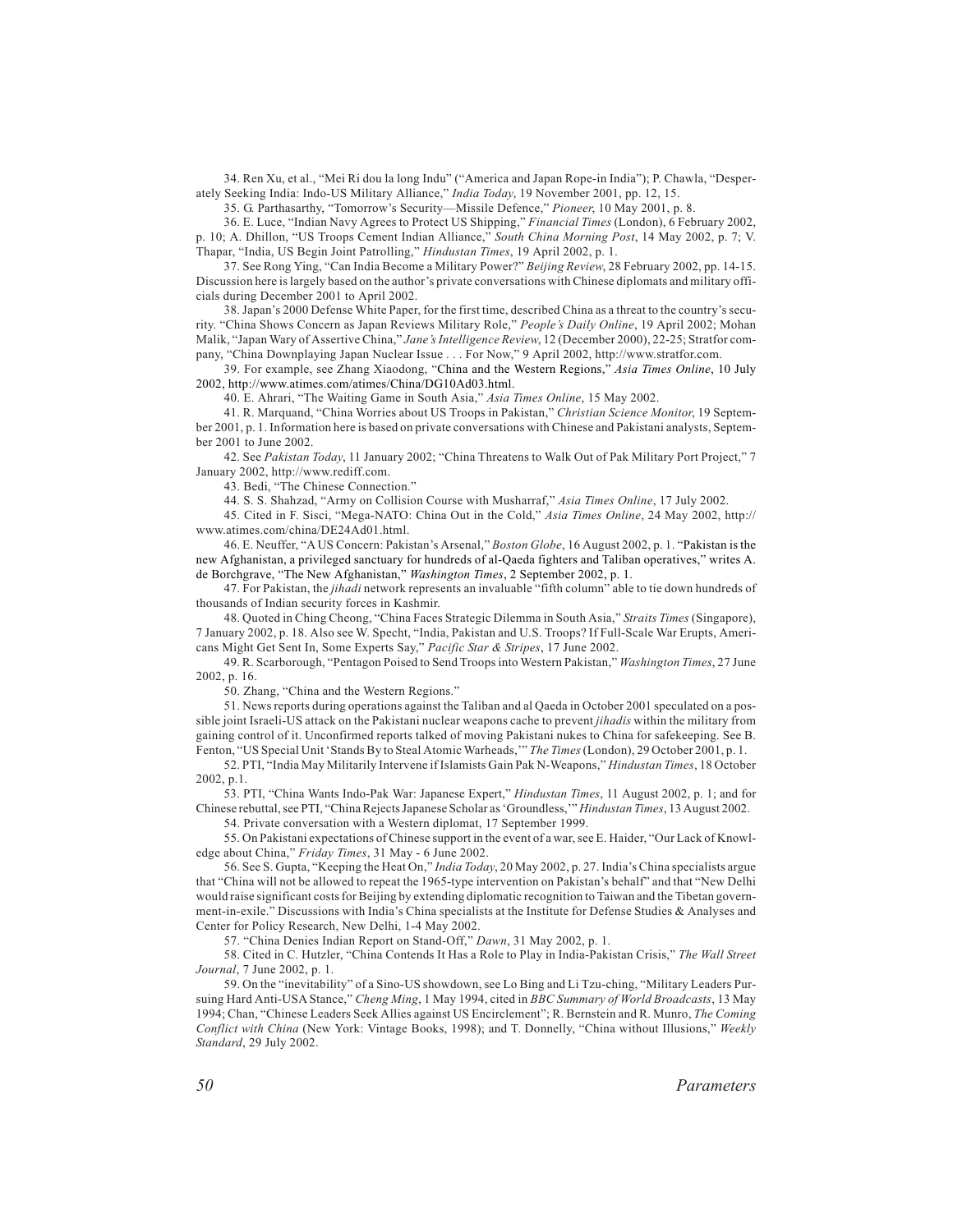34. Ren Xu, et al., "Mei Ri dou la long Indu" ("America and Japan Rope-in India"); P. Chawla, "Desperately Seeking India: Indo-US Military Alliance," *India Today*, 19 November 2001, pp. 12, 15.

35. G. Parthasarthy, "Tomorrow's Security—Missile Defence," *Pioneer*, 10 May 2001, p. 8.

36. E. Luce, "Indian Navy Agrees to Protect US Shipping," *Financial Times* (London), 6 February 2002, p. 10; A. Dhillon, "US Troops Cement Indian Alliance," *South China Morning Post*, 14 May 2002, p. 7; V. Thapar, "India, US Begin Joint Patrolling," *Hindustan Times*, 19 April 2002, p. 1.

37. See Rong Ying, "Can India Become a Military Power?" *Beijing Review*, 28 February 2002, pp. 14-15. Discussion here is largely based on the author's private conversations with Chinese diplomats and military officials during December 2001 to April 2002.

38. Japan's 2000 Defense White Paper, for the first time, described China as a threat to the country's security. "China Shows Concern as Japan Reviews Military Role," *People's Daily Online*, 19 April 2002; Mohan Malik, "Japan Wary of Assertive China," *Jane's Intelligence Review*, 12 (December 2000), 22-25; Stratfor company, "China Downplaying Japan Nuclear Issue . . . For Now," 9 April 2002, http://www.stratfor.com.

39. For example, see Zhang Xiaodong, "China and the Western Regions," *Asia Times Online*, 10 July 2002, http://www.atimes.com/atimes/China/DG10Ad03.html.

40. E. Ahrari, "The Waiting Game in South Asia," *Asia Times Online*, 15 May 2002.

41. R. Marquand, "China Worries about US Troops in Pakistan," *Christian Science Monitor*, 19 September 2001, p. 1. Information here is based on private conversations with Chinese and Pakistani analysts, September 2001 to June 2002.

42. See *Pakistan Today*, 11 January 2002; "China Threatens to Walk Out of Pak Military Port Project," 7 January 2002, http://www.rediff.com.

43. Bedi, "The Chinese Connection."

44. S. S. Shahzad, "Army on Collision Course with Musharraf," *Asia Times Online*, 17 July 2002.

45. Cited in F. Sisci, "Mega-NATO: China Out in the Cold," *Asia Times Online*, 24 May 2002, http://www.atimes.com/china/DE24Ad01.html.

46. E. Neuffer, "A US Concern: Pakistan's Arsenal," *Boston Globe*, 16 August 2002, p. 1. "Pakistan is the new Afghanistan, a privileged sanctuary for hundreds of al-Qaeda fighters and Taliban operatives," writes A. de Borchgrave, "The New Afghanistan," *Washington Times*, 2 September 2002, p. 1.

47. For Pakistan, the *jihadi* network represents an invaluable "fifth column" able to tie down hundreds of thousands of Indian security forces in Kashmir.

48. Quoted in Ching Cheong, "China Faces Strategic Dilemma in South Asia," *Straits Times* (Singapore), 7 January 2002, p. 18. Also see W. Specht, "India, Pakistan and U.S. Troops? If Full-Scale War Erupts, Americans Might Get Sent In, Some Experts Say," *Pacific Star & Stripes*, 17 June 2002.

49. R. Scarborough, "Pentagon Poised to Send Troops into Western Pakistan," *Washington Times*, 27 June 2002, p. 16.

50. Zhang, "China and the Western Regions."

51. News reports during operations against the Taliban and al Qaeda in October 2001 speculated on a possible joint Israeli-US attack on the Pakistani nuclear weapons cache to prevent *jihadis* within the military from gaining control of it. Unconfirmed reports talked of moving Pakistani nukes to China for safekeeping. See B. Fenton, "US Special Unit 'Stands By to Steal Atomic Warheads,'" *The Times* (London), 29 October 2001, p. 1.

52. PTI, "India May Militarily Intervene if Islamists Gain Pak N-Weapons," *Hindustan Times*, 18 October 2002, p.1.

53. PTI, "China Wants Indo-Pak War: Japanese Expert," *Hindustan Times*, 11 August 2002, p. 1; and for Chinese rebuttal, see PTI, "China Rejects Japanese Scholar as 'Groundless,'" *Hindustan Times*, 13 August 2002.

54. Private conversation with a Western diplomat, 17 September 1999.

55. On Pakistani expectations of Chinese support in the event of a war, see E. Haider, "Our Lack of Knowledge about China," *Friday Times*, 31 May - 6 June 2002.

56. See S. Gupta, "Keeping the Heat On," *India Today*, 20 May 2002, p. 27. India's China specialists argue that "China will not be allowed to repeat the 1965-type intervention on Pakistan's behalf" and that "New Delhi would raise significant costs for Beijing by extending diplomatic recognition to Taiwan and the Tibetan government-in-exile." Discussions with India's China specialists at the Institute for Defense Studies & Analyses and Center for Policy Research, New Delhi, 1-4 May 2002.

57. "China Denies Indian Report on Stand-Off," *Dawn*, 31 May 2002, p. 1.

58. Cited in C. Hutzler, "China Contends It Has a Role to Play in India-Pakistan Crisis," *The Wall Street Journal*, 7 June 2002, p. 1.

59. On the "inevitability" of a Sino-US showdown, see Lo Bing and Li Tzu-ching, "Military Leaders Pursuing Hard Anti-USA Stance," *Cheng Ming*, 1 May 1994, cited in *BBC Summary of World Broadcasts*, 13 May 1994; Chan, "Chinese Leaders Seek Allies against US Encirclement"; R. Bernstein and R. Munro, *The Coming Conflict with China* (New York: Vintage Books, 1998); and T. Donnelly, "China without Illusions," *Weekly Standard*, 29 July 2002.